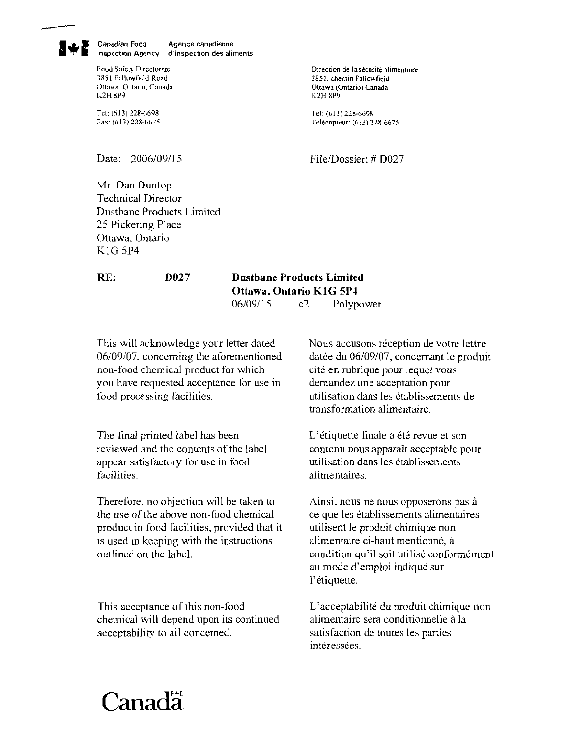Canadian Food Inspection Agency — Agence canadienne d'inspection des aliments

Food Safety Directorate
3851 Fallowfield Road
Ottawa, Ontario, Canada
K2H 8P9

Tel: (613) 228-6698
Fax: (613) 228-6675

Direction de la sécurité alimentaire
3851, chemin Fallowfield
Ottawa (Ontario) Canada
K2H 8P9

Tél: (613) 228-6698
Télécopieur: (613) 228-6675

Date: 2006/09/15

File/Dossier: # D027

Mr. Dan Dunlop
Technical Director
Dustbane Products Limited
25 Pickering Place
Ottawa, Ontario
K1G 5P4

**RE:** **D027** **Dustbane Products Limited**
**Ottawa, Ontario K1G 5P4**
06/09/15 c2 Polypower

This will acknowledge your letter dated 06/09/07, concerning the aforementioned non-food chemical product for which you have requested acceptance for use in food processing facilities.

The final printed label has been reviewed and the contents of the label appear satisfactory for use in food facilities.

Therefore, no objection will be taken to the use of the above non-food chemical product in food facilities, provided that it is used in keeping with the instructions outlined on the label.

This acceptance of this non-food chemical will depend upon its continued acceptability to all concerned.

Nous accusons réception de votre lettre datée du 06/09/07, concernant le produit cité en rubrique pour lequel vous demandez une acceptation pour utilisation dans les établissements de transformation alimentaire.

L'étiquette finale a été revue et son contenu nous apparaît acceptable pour utilisation dans les établissements alimentaires.

Ainsi, nous ne nous opposerons pas à ce que les établissements alimentaires utilisent le produit chimique non alimentaire ci-haut mentionné, à condition qu'il soit utilisé conformément au mode d'emploi indiqué sur l'étiquette.

L'acceptabilité du produit chimique non alimentaire sera conditionnelle à la satisfaction de toutes les parties intéressées.

Canada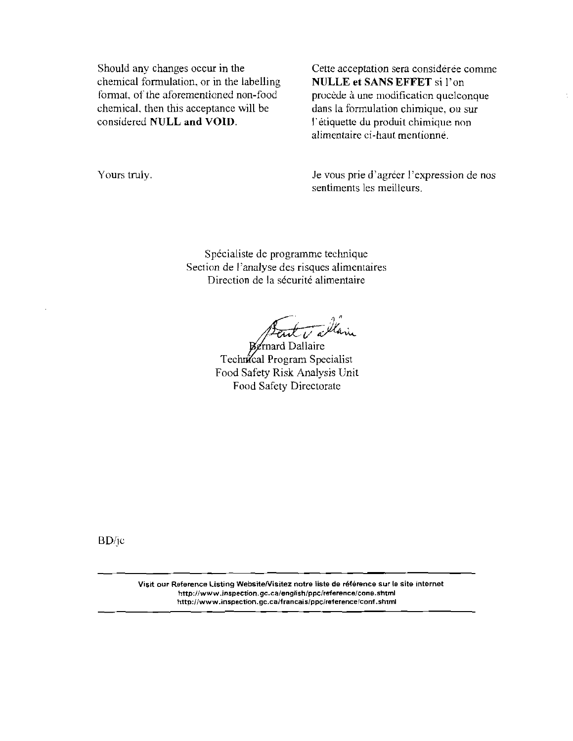Should any changes occur in the chemical formulation, or in the labelling format, of the aforementioned non-food chemical, then this acceptance will be considered **NULL and VOID**.

Cette acceptation sera considérée comme **NULLE et SANS EFFET** si l'on procède à une modification quelconque dans la formulation chimique, ou sur l'étiquette du produit chimique non alimentaire ci-haut mentionné.

Yours truly,

Je vous prie d'agréer l'expression de nos sentiments les meilleurs.

Spécialiste de programme technique
Section de l'analyse des risques alimentaires
Direction de la sécurité alimentaire

Bernard Dallaire
Technical Program Specialist
Food Safety Risk Analysis Unit
Food Safety Directorate

BD/jc

Visit our Reference Listing Website/Visitez notre liste de référence sur le site internet
http://www.inspection.gc.ca/english/ppc/reference/cone.shtml
http://www.inspection.gc.ca/francais/ppc/reference/conf.shtml